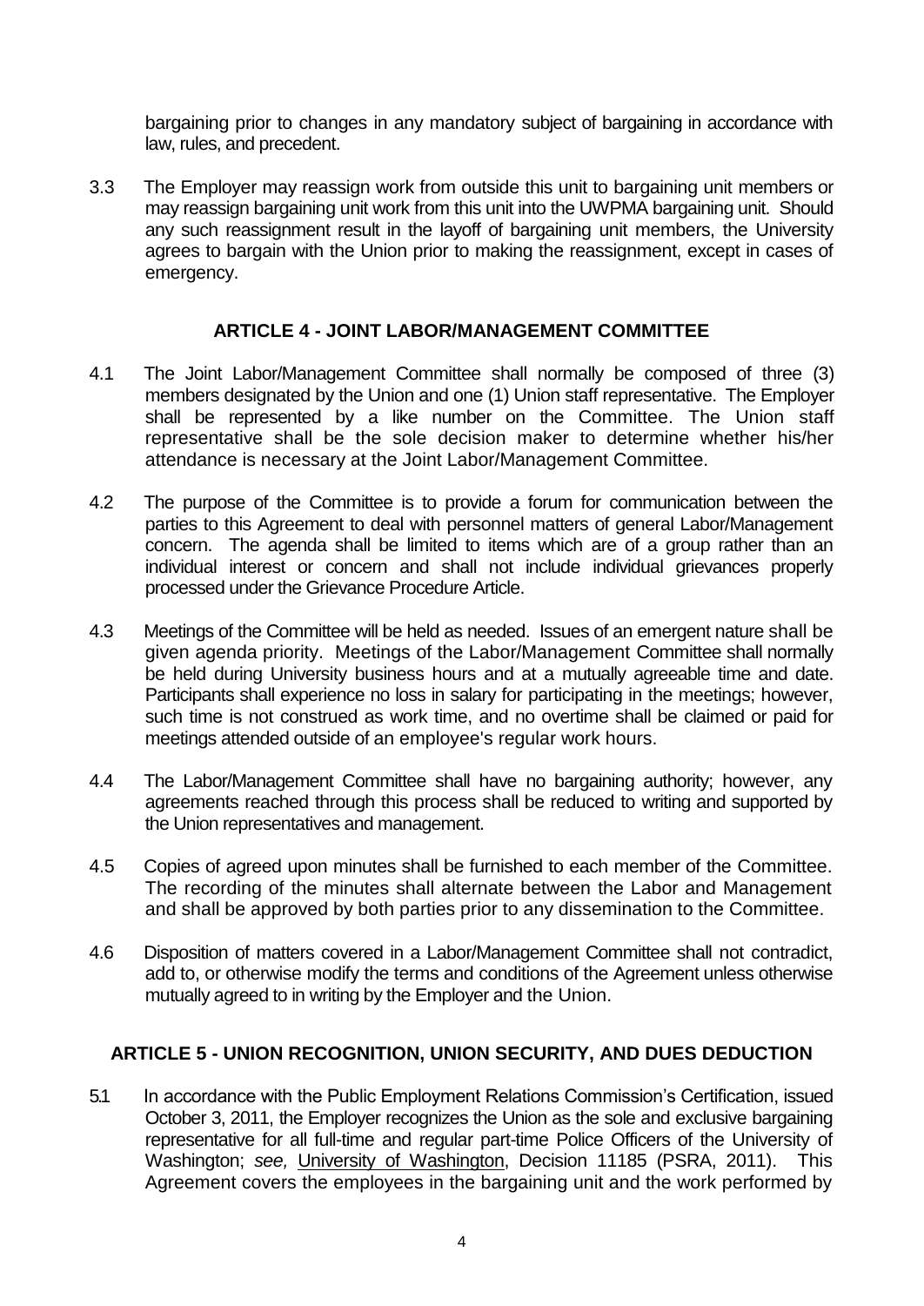bargaining prior to changes in any mandatory subject of bargaining in accordance with law, rules, and precedent.

3.3 The Employer may reassign work from outside this unit to bargaining unit members or may reassign bargaining unit work from this unit into the UWPMA bargaining unit. Should any such reassignment result in the layoff of bargaining unit members, the University agrees to bargain with the Union prior to making the reassignment, except in cases of emergency.

## ARTICLE 4 - JOINT LABOR/MANAGEMENT COMMITTEE

4.1 The Joint Labor/Management Committee shall normally be composed of three (3) members designated by the Union and one (1) Union staff representative. The Employer shall be represented by a like number on the Committee. The Union staff representative shall be the sole decision maker to determine whether his/her attendance is necessary at the Joint Labor/Management Committee.

4.2 The purpose of the Committee is to provide a forum for communication between the parties to this Agreement to deal with personnel matters of general Labor/Management concern. The agenda shall be limited to items which are of a group rather than an individual interest or concern and shall not include individual grievances properly processed under the Grievance Procedure Article.

4.3 Meetings of the Committee will be held as needed. Issues of an emergent nature shall be given agenda priority. Meetings of the Labor/Management Committee shall normally be held during University business hours and at a mutually agreeable time and date. Participants shall experience no loss in salary for participating in the meetings; however, such time is not construed as work time, and no overtime shall be claimed or paid for meetings attended outside of an employee's regular work hours.

4.4 The Labor/Management Committee shall have no bargaining authority; however, any agreements reached through this process shall be reduced to writing and supported by the Union representatives and management.

4.5 Copies of agreed upon minutes shall be furnished to each member of the Committee. The recording of the minutes shall alternate between the Labor and Management and shall be approved by both parties prior to any dissemination to the Committee.

4.6 Disposition of matters covered in a Labor/Management Committee shall not contradict, add to, or otherwise modify the terms and conditions of the Agreement unless otherwise mutually agreed to in writing by the Employer and the Union.

## ARTICLE 5 - UNION RECOGNITION, UNION SECURITY, AND DUES DEDUCTION

5.1 In accordance with the Public Employment Relations Commission's Certification, issued October 3, 2011, the Employer recognizes the Union as the sole and exclusive bargaining representative for all full-time and regular part-time Police Officers of the University of Washington; *see,* University of Washington, Decision 11185 (PSRA, 2011). This Agreement covers the employees in the bargaining unit and the work performed by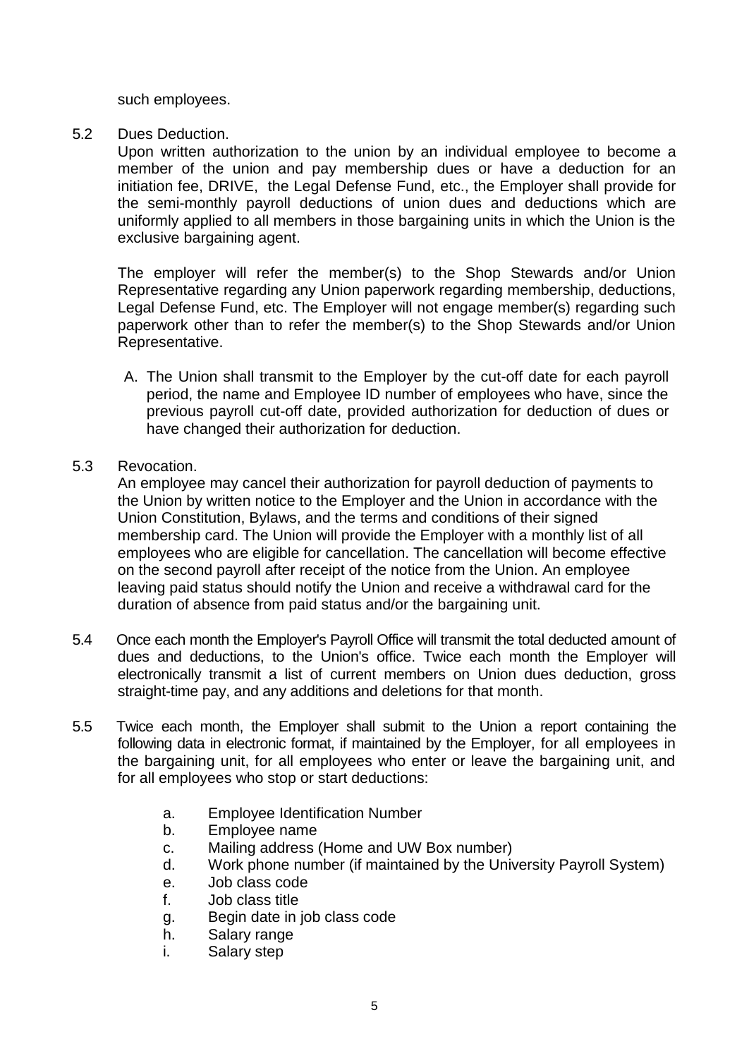such employees.

5.2 Dues Deduction.

Upon written authorization to the union by an individual employee to become a member of the union and pay membership dues or have a deduction for an initiation fee, DRIVE, the Legal Defense Fund, etc., the Employer shall provide for the semi-monthly payroll deductions of union dues and deductions which are uniformly applied to all members in those bargaining units in which the Union is the exclusive bargaining agent.

The employer will refer the member(s) to the Shop Stewards and/or Union Representative regarding any Union paperwork regarding membership, deductions, Legal Defense Fund, etc. The Employer will not engage member(s) regarding such paperwork other than to refer the member(s) to the Shop Stewards and/or Union Representative.

A. The Union shall transmit to the Employer by the cut-off date for each payroll period, the name and Employee ID number of employees who have, since the previous payroll cut-off date, provided authorization for deduction of dues or have changed their authorization for deduction.

5.3 Revocation.

An employee may cancel their authorization for payroll deduction of payments to the Union by written notice to the Employer and the Union in accordance with the Union Constitution, Bylaws, and the terms and conditions of their signed membership card. The Union will provide the Employer with a monthly list of all employees who are eligible for cancellation. The cancellation will become effective on the second payroll after receipt of the notice from the Union. An employee leaving paid status should notify the Union and receive a withdrawal card for the duration of absence from paid status and/or the bargaining unit.

5.4 Once each month the Employer's Payroll Office will transmit the total deducted amount of dues and deductions, to the Union's office. Twice each month the Employer will electronically transmit a list of current members on Union dues deduction, gross straight-time pay, and any additions and deletions for that month.

5.5 Twice each month, the Employer shall submit to the Union a report containing the following data in electronic format, if maintained by the Employer, for all employees in the bargaining unit, for all employees who enter or leave the bargaining unit, and for all employees who stop or start deductions:

a. Employee Identification Number
b. Employee name
c. Mailing address (Home and UW Box number)
d. Work phone number (if maintained by the University Payroll System)
e. Job class code
f. Job class title
g. Begin date in job class code
h. Salary range
i. Salary step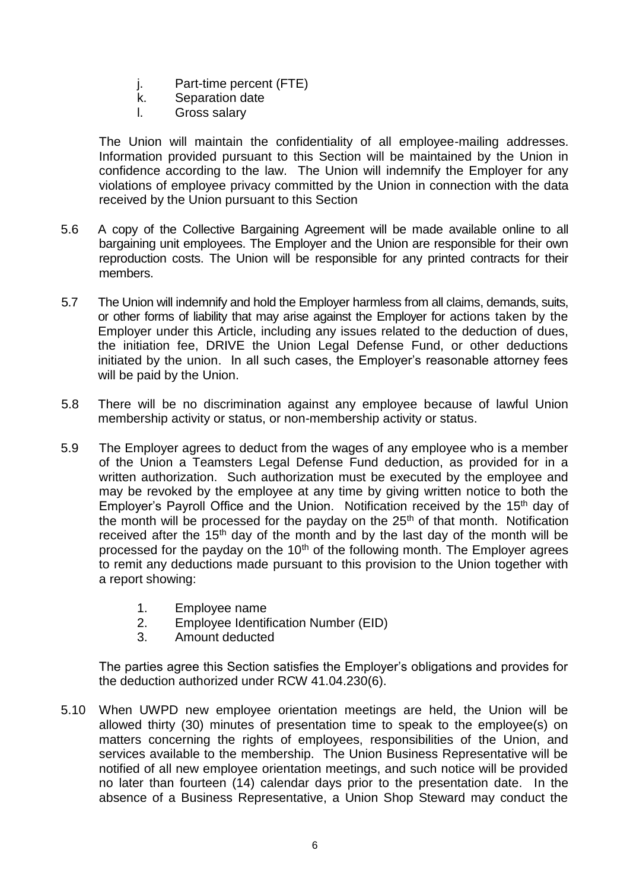j. Part-time percent (FTE)
k. Separation date
l. Gross salary

The Union will maintain the confidentiality of all employee-mailing addresses. Information provided pursuant to this Section will be maintained by the Union in confidence according to the law. The Union will indemnify the Employer for any violations of employee privacy committed by the Union in connection with the data received by the Union pursuant to this Section

5.6 A copy of the Collective Bargaining Agreement will be made available online to all bargaining unit employees. The Employer and the Union are responsible for their own reproduction costs. The Union will be responsible for any printed contracts for their members.

5.7 The Union will indemnify and hold the Employer harmless from all claims, demands, suits, or other forms of liability that may arise against the Employer for actions taken by the Employer under this Article, including any issues related to the deduction of dues, the initiation fee, DRIVE the Union Legal Defense Fund, or other deductions initiated by the union. In all such cases, the Employer's reasonable attorney fees will be paid by the Union.

5.8 There will be no discrimination against any employee because of lawful Union membership activity or status, or non-membership activity or status.

5.9 The Employer agrees to deduct from the wages of any employee who is a member of the Union a Teamsters Legal Defense Fund deduction, as provided for in a written authorization. Such authorization must be executed by the employee and may be revoked by the employee at any time by giving written notice to both the Employer's Payroll Office and the Union. Notification received by the 15th day of the month will be processed for the payday on the 25th of that month. Notification received after the 15th day of the month and by the last day of the month will be processed for the payday on the 10th of the following month. The Employer agrees to remit any deductions made pursuant to this provision to the Union together with a report showing:

1. Employee name
2. Employee Identification Number (EID)
3. Amount deducted

The parties agree this Section satisfies the Employer's obligations and provides for the deduction authorized under RCW 41.04.230(6).

5.10 When UWPD new employee orientation meetings are held, the Union will be allowed thirty (30) minutes of presentation time to speak to the employee(s) on matters concerning the rights of employees, responsibilities of the Union, and services available to the membership. The Union Business Representative will be notified of all new employee orientation meetings, and such notice will be provided no later than fourteen (14) calendar days prior to the presentation date. In the absence of a Business Representative, a Union Shop Steward may conduct the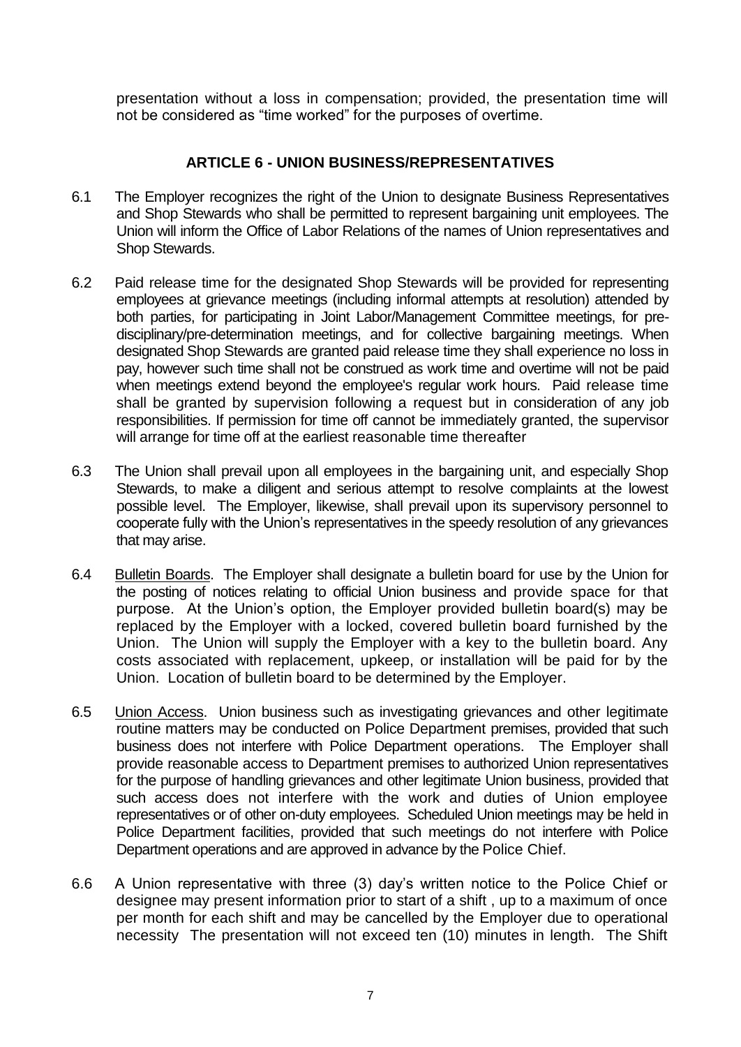presentation without a loss in compensation; provided, the presentation time will not be considered as "time worked" for the purposes of overtime.

## ARTICLE 6 - UNION BUSINESS/REPRESENTATIVES

6.1 The Employer recognizes the right of the Union to designate Business Representatives and Shop Stewards who shall be permitted to represent bargaining unit employees. The Union will inform the Office of Labor Relations of the names of Union representatives and Shop Stewards.

6.2 Paid release time for the designated Shop Stewards will be provided for representing employees at grievance meetings (including informal attempts at resolution) attended by both parties, for participating in Joint Labor/Management Committee meetings, for pre-disciplinary/pre-determination meetings, and for collective bargaining meetings. When designated Shop Stewards are granted paid release time they shall experience no loss in pay, however such time shall not be construed as work time and overtime will not be paid when meetings extend beyond the employee's regular work hours. Paid release time shall be granted by supervision following a request but in consideration of any job responsibilities. If permission for time off cannot be immediately granted, the supervisor will arrange for time off at the earliest reasonable time thereafter

6.3 The Union shall prevail upon all employees in the bargaining unit, and especially Shop Stewards, to make a diligent and serious attempt to resolve complaints at the lowest possible level. The Employer, likewise, shall prevail upon its supervisory personnel to cooperate fully with the Union's representatives in the speedy resolution of any grievances that may arise.

6.4 Bulletin Boards. The Employer shall designate a bulletin board for use by the Union for the posting of notices relating to official Union business and provide space for that purpose. At the Union's option, the Employer provided bulletin board(s) may be replaced by the Employer with a locked, covered bulletin board furnished by the Union. The Union will supply the Employer with a key to the bulletin board. Any costs associated with replacement, upkeep, or installation will be paid for by the Union. Location of bulletin board to be determined by the Employer.

6.5 Union Access. Union business such as investigating grievances and other legitimate routine matters may be conducted on Police Department premises, provided that such business does not interfere with Police Department operations. The Employer shall provide reasonable access to Department premises to authorized Union representatives for the purpose of handling grievances and other legitimate Union business, provided that such access does not interfere with the work and duties of Union employee representatives or of other on-duty employees. Scheduled Union meetings may be held in Police Department facilities, provided that such meetings do not interfere with Police Department operations and are approved in advance by the Police Chief.

6.6 A Union representative with three (3) day's written notice to the Police Chief or designee may present information prior to start of a shift , up to a maximum of once per month for each shift and may be cancelled by the Employer due to operational necessity The presentation will not exceed ten (10) minutes in length. The Shift